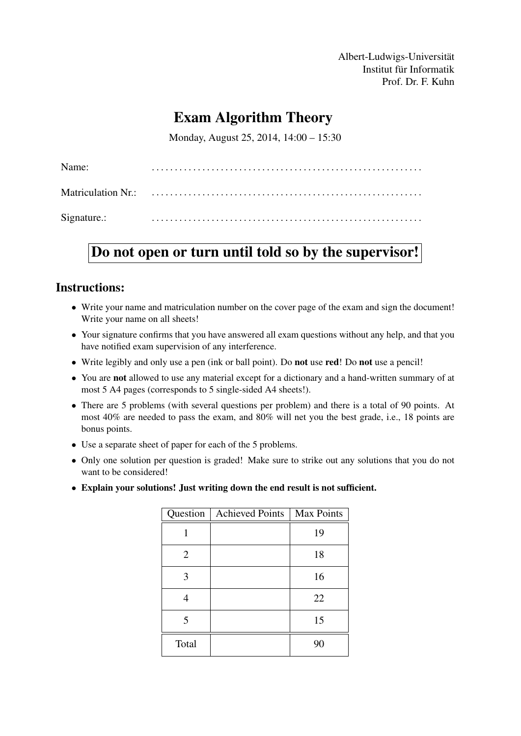Albert-Ludwigs-Universität
Institut für Informatik
Prof. Dr. F. Kuhn

# Exam Algorithm Theory

Monday, August 25, 2014, 14:00 – 15:30

Name: ..........................................................

Matriculation Nr.: ..........................................................

Signature.: ..........................................................

## Do not open or turn until told so by the supervisor!

## Instructions:

- Write your name and matriculation number on the cover page of the exam and sign the document! Write your name on all sheets!
- Your signature confirms that you have answered all exam questions without any help, and that you have notified exam supervision of any interference.
- Write legibly and only use a pen (ink or ball point). Do **not** use **red**! Do **not** use a pencil!
- You are **not** allowed to use any material except for a dictionary and a hand-written summary of at most 5 A4 pages (corresponds to 5 single-sided A4 sheets!).
- There are 5 problems (with several questions per problem) and there is a total of 90 points. At most 40% are needed to pass the exam, and 80% will net you the best grade, i.e., 18 points are bonus points.
- Use a separate sheet of paper for each of the 5 problems.
- Only one solution per question is graded! Make sure to strike out any solutions that you do not want to be considered!
- **Explain your solutions! Just writing down the end result is not sufficient.**

| Question | Achieved Points | Max Points |
|---|---|---|
| 1 | | 19 |
| 2 | | 18 |
| 3 | | 16 |
| 4 | | 22 |
| 5 | | 15 |
| Total | | 90 |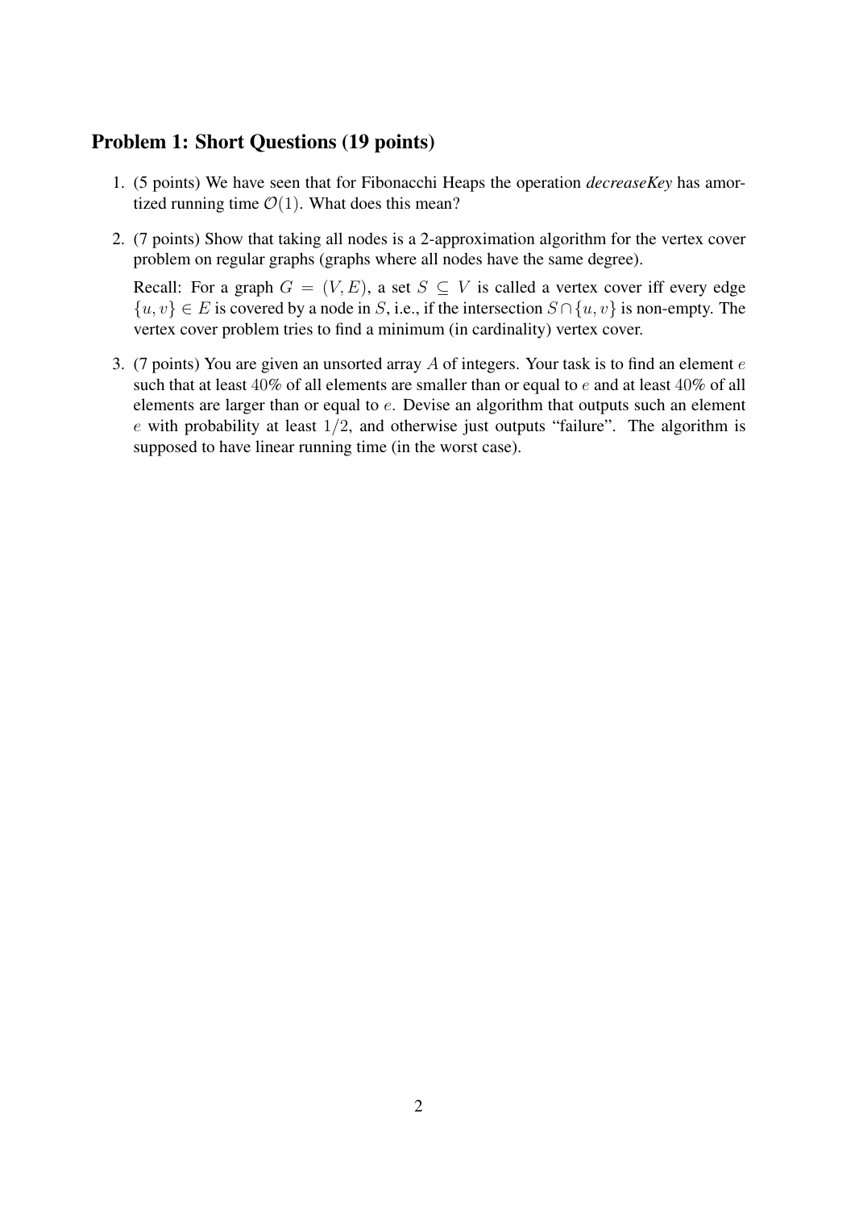## Problem 1: Short Questions (19 points)

1. (5 points) We have seen that for Fibonacci Heaps the operation *decreaseKey* has amortized running time $\mathcal{O}(1)$. What does this mean?

2. (7 points) Show that taking all nodes is a 2-approximation algorithm for the vertex cover problem on regular graphs (graphs where all nodes have the same degree).

   Recall: For a graph $G = (V, E)$, a set $S \subseteq V$ is called a vertex cover iff every edge $\{u, v\} \in E$ is covered by a node in $S$, i.e., if the intersection $S \cap \{u, v\}$ is non-empty. The vertex cover problem tries to find a minimum (in cardinality) vertex cover.

3. (7 points) You are given an unsorted array $A$ of integers. Your task is to find an element $e$ such that at least $40\%$ of all elements are smaller than or equal to $e$ and at least $40\%$ of all elements are larger than or equal to $e$. Devise an algorithm that outputs such an element $e$ with probability at least $1/2$, and otherwise just outputs "failure". The algorithm is supposed to have linear running time (in the worst case).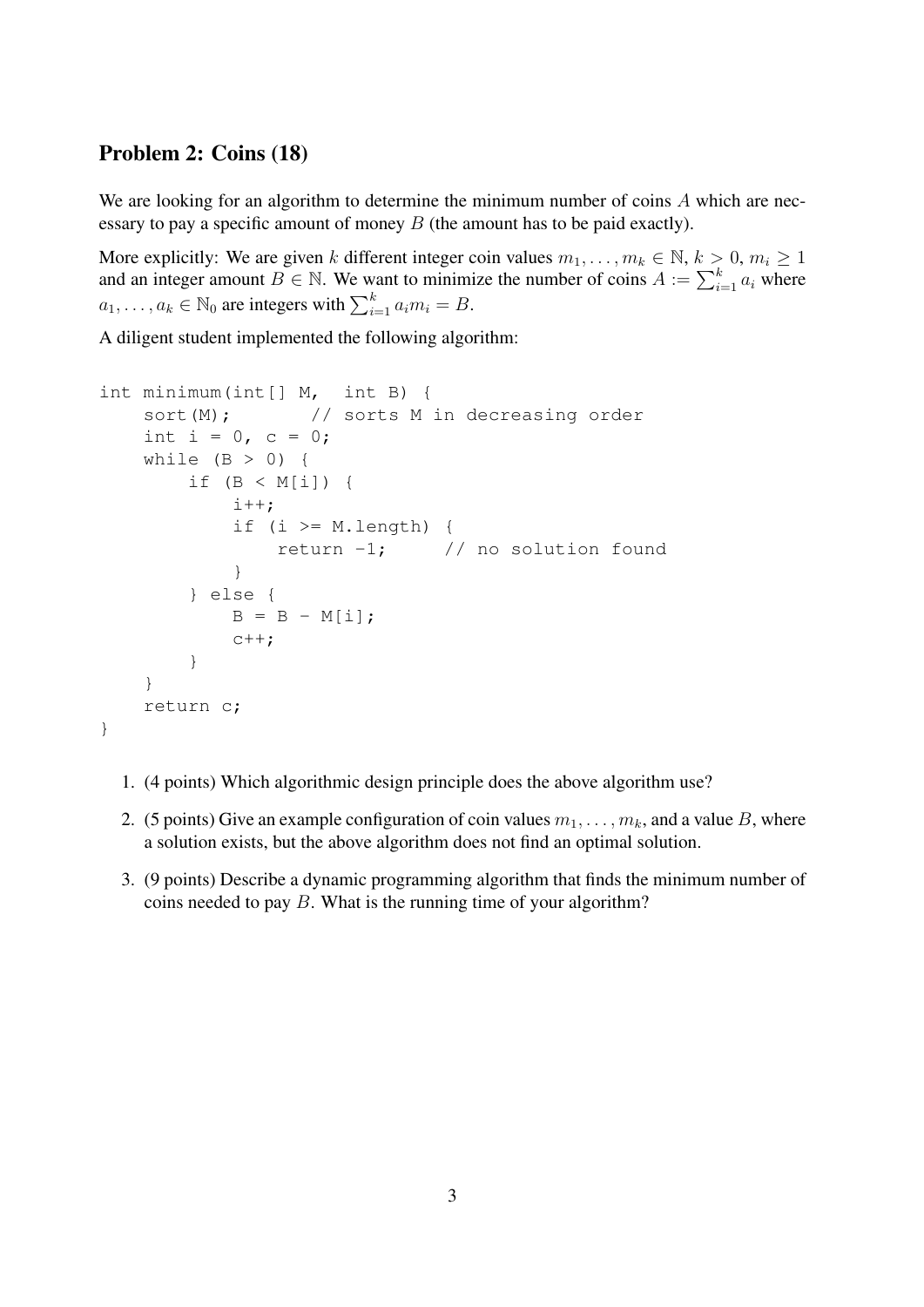## Problem 2: Coins (18)

We are looking for an algorithm to determine the minimum number of coins $A$ which are necessary to pay a specific amount of money $B$ (the amount has to be paid exactly).

More explicitly: We are given $k$ different integer coin values $m_1, \ldots, m_k \in \mathbb{N}$, $k > 0$, $m_i \geq 1$ and an integer amount $B \in \mathbb{N}$. We want to minimize the number of coins $A := \sum_{i=1}^{k} a_i$ where $a_1, \ldots, a_k \in \mathbb{N}_0$ are integers with $\sum_{i=1}^{k} a_i m_i = B$.

A diligent student implemented the following algorithm:

```
int minimum(int[] M,  int B) {
    sort(M);       // sorts M in decreasing order
    int i = 0, c = 0;
    while (B > 0) {
        if (B < M[i]) {
            i++;
            if (i >= M.length) {
                return -1;     // no solution found
            }
        } else {
            B = B - M[i];
            c++;
        }
    }
    return c;
}
```

1. (4 points) Which algorithmic design principle does the above algorithm use?
2. (5 points) Give an example configuration of coin values $m_1, \ldots, m_k$, and a value $B$, where a solution exists, but the above algorithm does not find an optimal solution.
3. (9 points) Describe a dynamic programming algorithm that finds the minimum number of coins needed to pay $B$. What is the running time of your algorithm?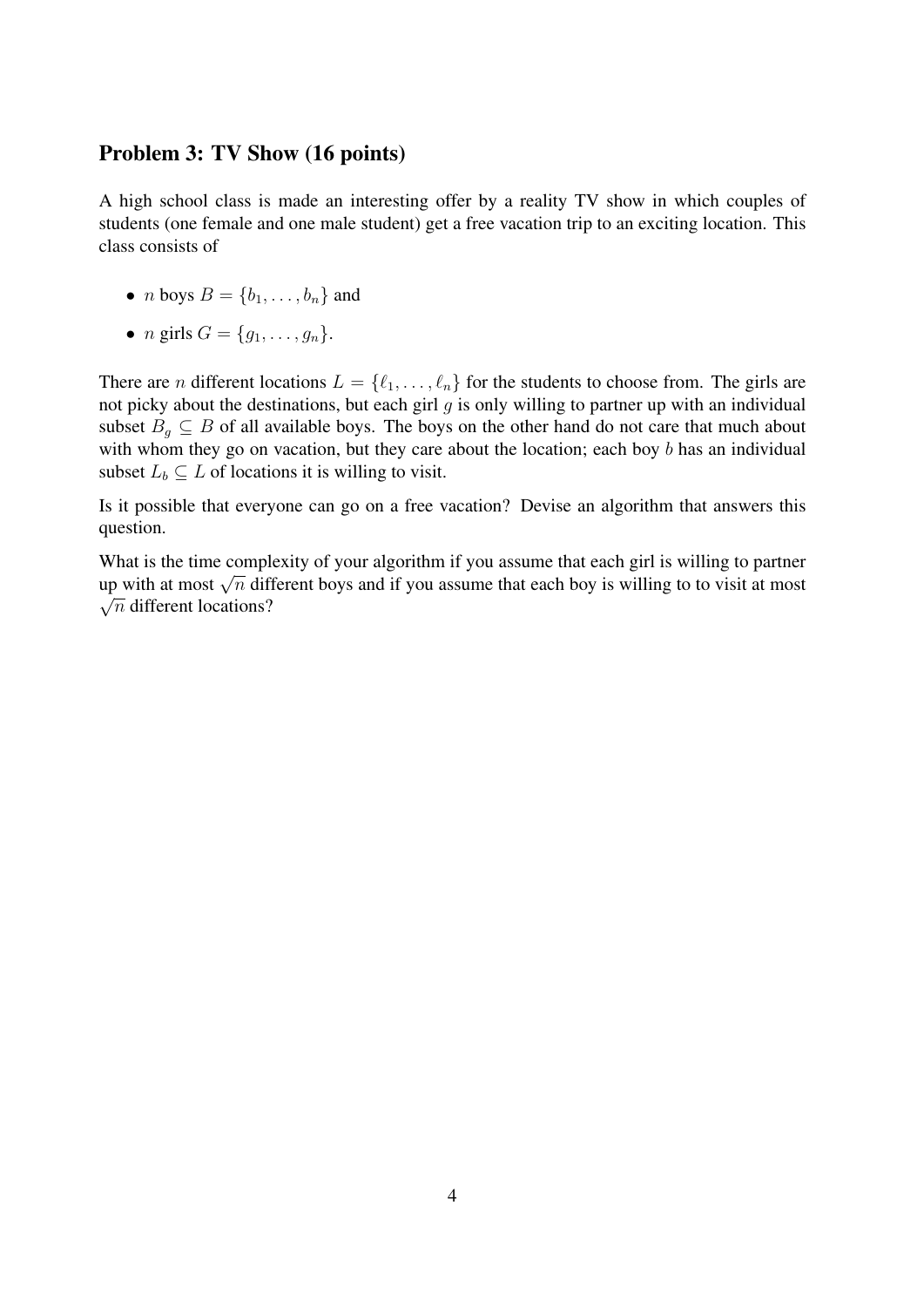## Problem 3: TV Show (16 points)

A high school class is made an interesting offer by a reality TV show in which couples of students (one female and one male student) get a free vacation trip to an exciting location. This class consists of

- $n$ boys $B = \{b_1, \ldots, b_n\}$ and
- $n$ girls $G = \{g_1, \ldots, g_n\}$.

There are $n$ different locations $L = \{\ell_1, \ldots, \ell_n\}$ for the students to choose from. The girls are not picky about the destinations, but each girl $g$ is only willing to partner up with an individual subset $B_g \subseteq B$ of all available boys. The boys on the other hand do not care that much about with whom they go on vacation, but they care about the location; each boy $b$ has an individual subset $L_b \subseteq L$ of locations it is willing to visit.

Is it possible that everyone can go on a free vacation? Devise an algorithm that answers this question.

What is the time complexity of your algorithm if you assume that each girl is willing to partner up with at most $\sqrt{n}$ different boys and if you assume that each boy is willing to to visit at most $\sqrt{n}$ different locations?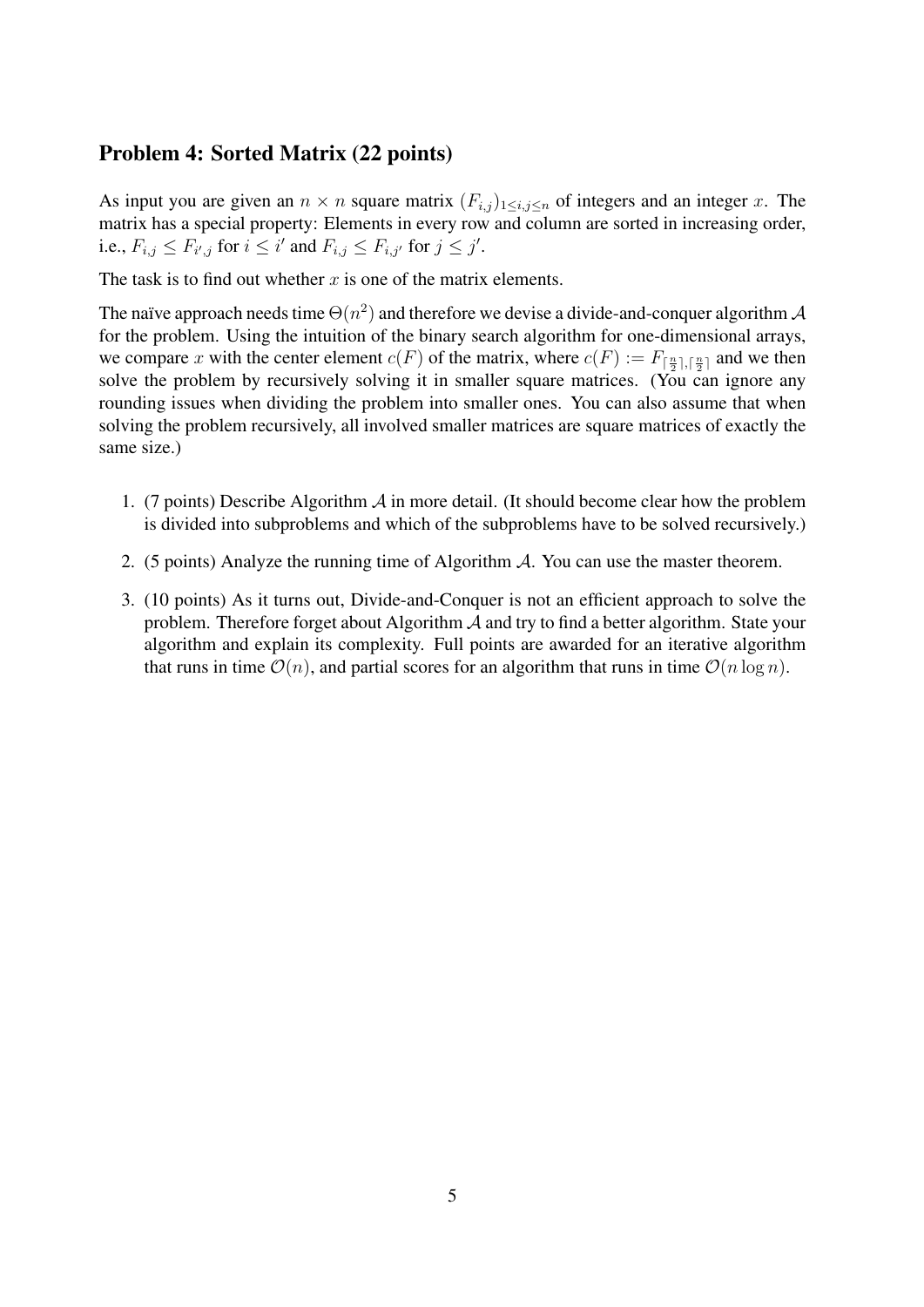### Problem 4: Sorted Matrix (22 points)

As input you are given an $n \times n$ square matrix $(F_{i,j})_{1 \le i,j \le n}$ of integers and an integer $x$. The matrix has a special property: Elements in every row and column are sorted in increasing order, i.e., $F_{i,j} \le F_{i',j}$ for $i \le i'$ and $F_{i,j} \le F_{i,j'}$ for $j \le j'$.

The task is to find out whether $x$ is one of the matrix elements.

The naïve approach needs time $\Theta(n^2)$ and therefore we devise a divide-and-conquer algorithm $\mathcal{A}$ for the problem. Using the intuition of the binary search algorithm for one-dimensional arrays, we compare $x$ with the center element $c(F)$ of the matrix, where $c(F) := F_{\lceil \frac{n}{2} \rceil, \lceil \frac{n}{2} \rceil}$ and we then solve the problem by recursively solving it in smaller square matrices. (You can ignore any rounding issues when dividing the problem into smaller ones. You can also assume that when solving the problem recursively, all involved smaller matrices are square matrices of exactly the same size.)

1. (7 points) Describe Algorithm $\mathcal{A}$ in more detail. (It should become clear how the problem is divided into subproblems and which of the subproblems have to be solved recursively.)
2. (5 points) Analyze the running time of Algorithm $\mathcal{A}$. You can use the master theorem.
3. (10 points) As it turns out, Divide-and-Conquer is not an efficient approach to solve the problem. Therefore forget about Algorithm $\mathcal{A}$ and try to find a better algorithm. State your algorithm and explain its complexity. Full points are awarded for an iterative algorithm that runs in time $\mathcal{O}(n)$, and partial scores for an algorithm that runs in time $\mathcal{O}(n \log n)$.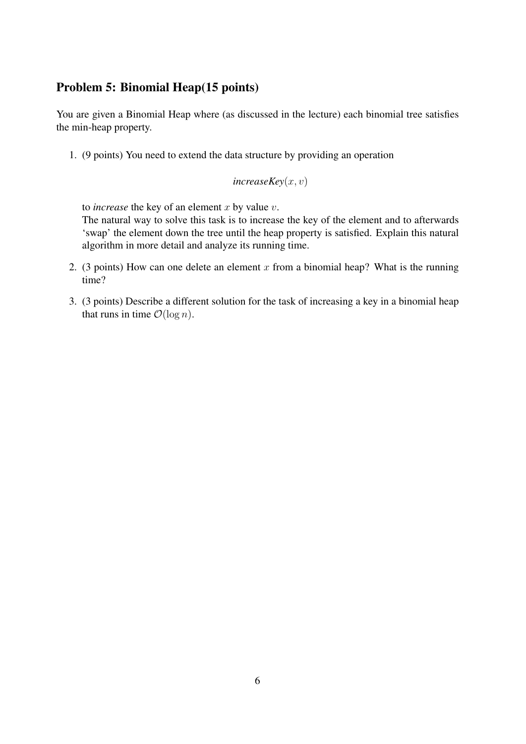## Problem 5: Binomial Heap(15 points)

You are given a Binomial Heap where (as discussed in the lecture) each binomial tree satisfies the min-heap property.

1. (9 points) You need to extend the data structure by providing an operation

   $$\textit{increaseKey}(x, v)$$

   to *increase* the key of an element $x$ by value $v$.
   The natural way to solve this task is to increase the key of the element and to afterwards 'swap' the element down the tree until the heap property is satisfied. Explain this natural algorithm in more detail and analyze its running time.

2. (3 points) How can one delete an element $x$ from a binomial heap? What is the running time?

3. (3 points) Describe a different solution for the task of increasing a key in a binomial heap that runs in time $\mathcal{O}(\log n)$.